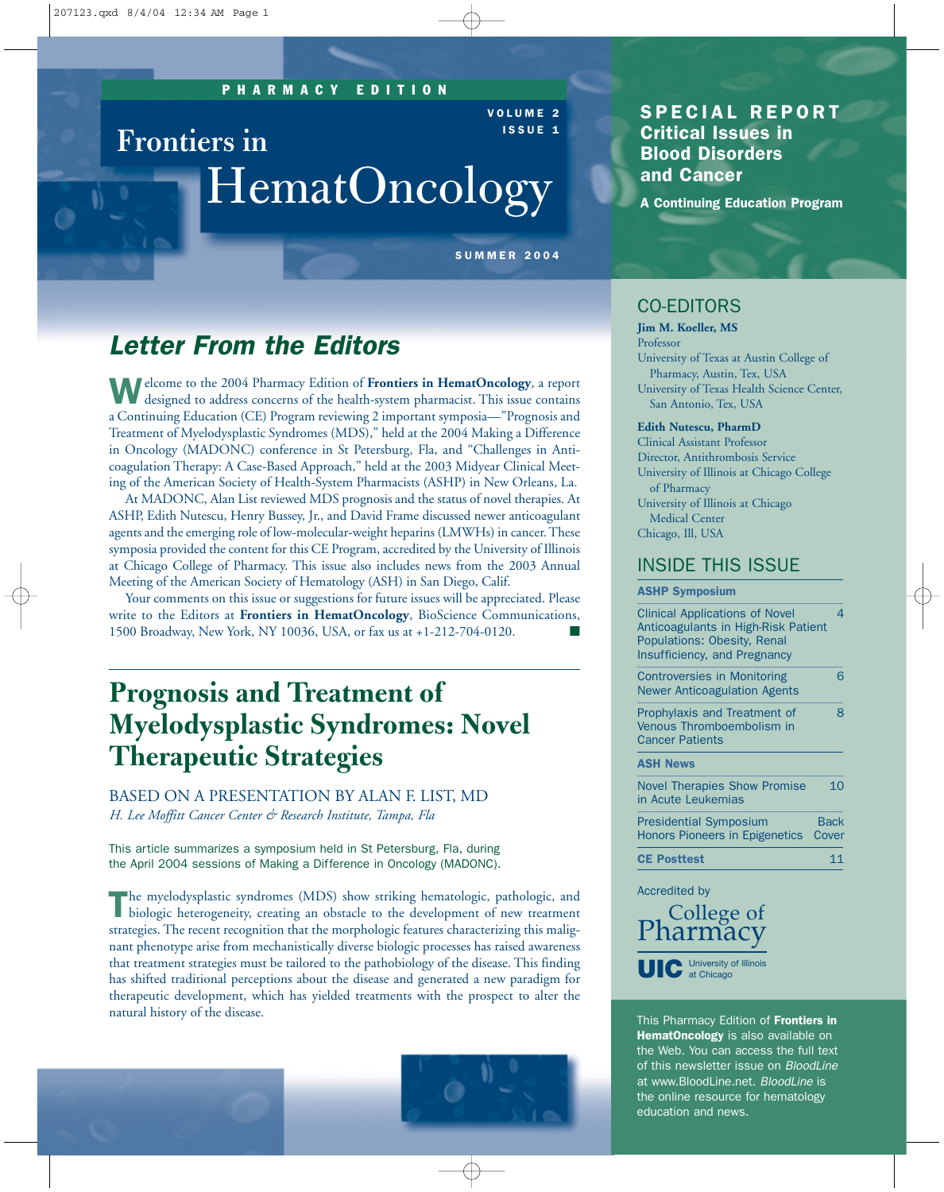PHARMACY EDITION

# Frontiers in HematOncology

VOLUME 2
ISSUE 1

SUMMER 2004

**SPECIAL REPORT**
**Critical Issues in Blood Disorders and Cancer**
**A Continuing Education Program**

## Letter From the Editors

Welcome to the 2004 Pharmacy Edition of **Frontiers in HematOncology**, a report designed to address concerns of the health-system pharmacist. This issue contains a Continuing Education (CE) Program reviewing 2 important symposia—"Prognosis and Treatment of Myelodysplastic Syndromes (MDS)," held at the 2004 Making a Difference in Oncology (MADONC) conference in St Petersburg, Fla, and "Challenges in Anticoagulation Therapy: A Case-Based Approach," held at the 2003 Midyear Clinical Meeting of the American Society of Health-System Pharmacists (ASHP) in New Orleans, La.

At MADONC, Alan List reviewed MDS prognosis and the status of novel therapies. At ASHP, Edith Nutescu, Henry Bussey, Jr., and David Frame discussed newer anticoagulant agents and the emerging role of low-molecular-weight heparins (LMWHs) in cancer. These symposia provided the content for this CE Program, accredited by the University of Illinois at Chicago College of Pharmacy. This issue also includes news from the 2003 Annual Meeting of the American Society of Hematology (ASH) in San Diego, Calif.

Your comments on this issue or suggestions for future issues will be appreciated. Please write to the Editors at **Frontiers in HematOncology**, BioScience Communications, 1500 Broadway, New York, NY 10036, USA, or fax us at +1-212-704-0120.

# Prognosis and Treatment of Myelodysplastic Syndromes: Novel Therapeutic Strategies

BASED ON A PRESENTATION BY ALAN F. LIST, MD
*H. Lee Moffitt Cancer Center & Research Institute, Tampa, Fla*

This article summarizes a symposium held in St Petersburg, Fla, during the April 2004 sessions of Making a Difference in Oncology (MADONC).

The myelodysplastic syndromes (MDS) show striking hematologic, pathologic, and biologic heterogeneity, creating an obstacle to the development of new treatment strategies. The recent recognition that the morphologic features characterizing this malignant phenotype arise from mechanistically diverse biologic processes has raised awareness that treatment strategies must be tailored to the pathobiology of the disease. This finding has shifted traditional perceptions about the disease and generated a new paradigm for therapeutic development, which has yielded treatments with the prospect to alter the natural history of the disease.

## CO-EDITORS

**Jim M. Koeller, MS**
Professor
University of Texas at Austin College of Pharmacy, Austin, Tex, USA
University of Texas Health Science Center, San Antonio, Tex, USA

**Edith Nutescu, PharmD**
Clinical Assistant Professor
Director, Antithrombosis Service
University of Illinois at Chicago College of Pharmacy
University of Illinois at Chicago Medical Center
Chicago, Ill, USA

## INSIDE THIS ISSUE

| Section | Page |
|---|---|
| **ASHP Symposium** | |
| Clinical Applications of Novel Anticoagulants in High-Risk Patient Populations: Obesity, Renal Insufficiency, and Pregnancy | 4 |
| Controversies in Monitoring Newer Anticoagulation Agents | 6 |
| Prophylaxis and Treatment of Venous Thromboembolism in Cancer Patients | 8 |
| **ASH News** | |
| Novel Therapies Show Promise in Acute Leukemias | 10 |
| Presidential Symposium Honors Pioneers in Epigenetics | Back Cover |
| **CE Posttest** | 11 |

Accredited by
College of Pharmacy
UIC University of Illinois at Chicago

This Pharmacy Edition of **Frontiers in HematOncology** is also available on the Web. You can access the full text of this newsletter issue on *BloodLine* at www.BloodLine.net. *BloodLine* is the online resource for hematology education and news.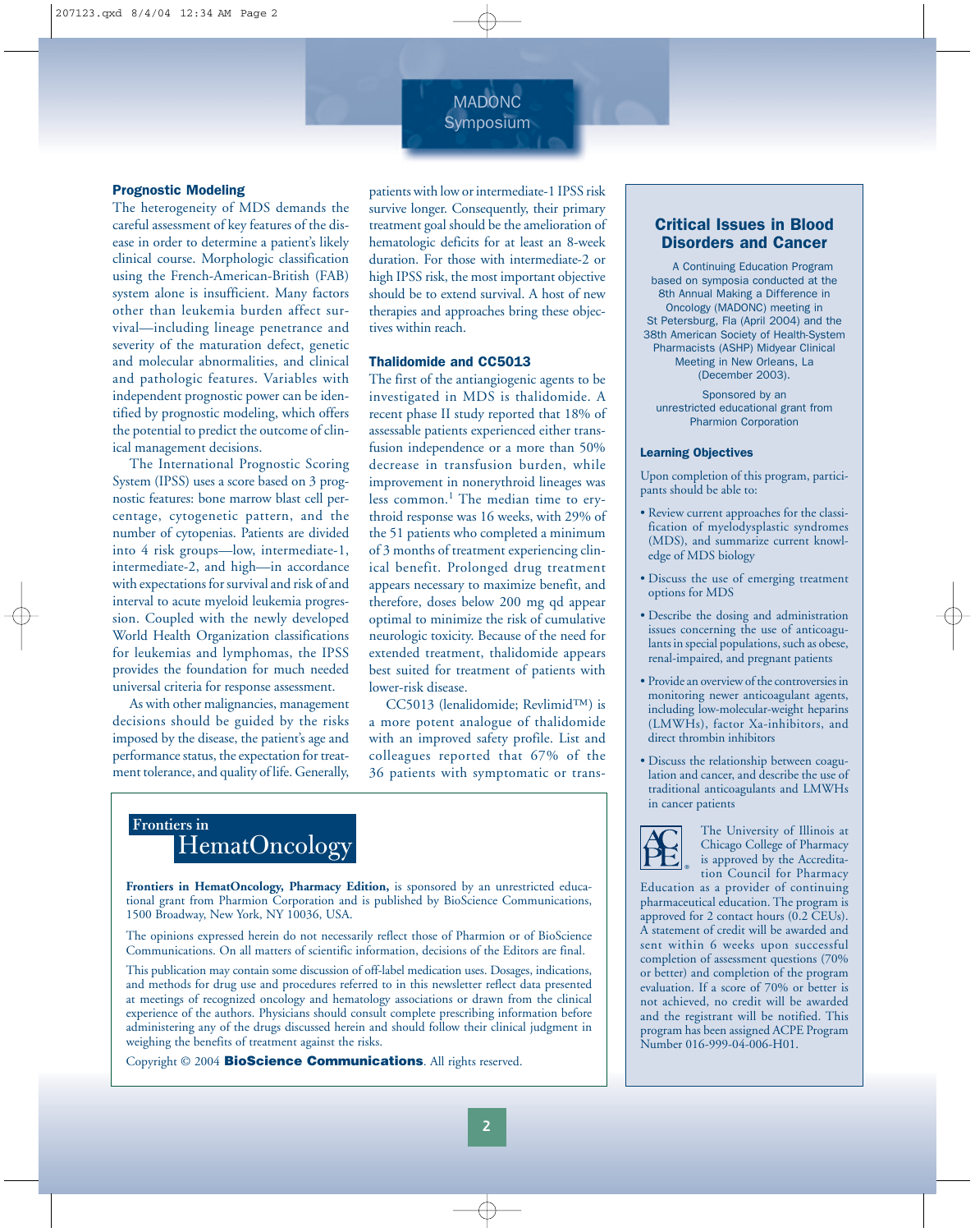## Prognostic Modeling

The heterogeneity of MDS demands the careful assessment of key features of the disease in order to determine a patient's likely clinical course. Morphologic classification using the French-American-British (FAB) system alone is insufficient. Many factors other than leukemia burden affect survival—including lineage penetrance and severity of the maturation defect, genetic and molecular abnormalities, and clinical and pathologic features. Variables with independent prognostic power can be identified by prognostic modeling, which offers the potential to predict the outcome of clinical management decisions.

The International Prognostic Scoring System (IPSS) uses a score based on 3 prognostic features: bone marrow blast cell percentage, cytogenetic pattern, and the number of cytopenias. Patients are divided into 4 risk groups—low, intermediate-1, intermediate-2, and high—in accordance with expectations for survival and risk of and interval to acute myeloid leukemia progression. Coupled with the newly developed World Health Organization classifications for leukemias and lymphomas, the IPSS provides the foundation for much needed universal criteria for response assessment.

As with other malignancies, management decisions should be guided by the risks imposed by the disease, the patient's age and performance status, the expectation for treatment tolerance, and quality of life. Generally, patients with low or intermediate-1 IPSS risk survive longer. Consequently, their primary treatment goal should be the amelioration of hematologic deficits for at least an 8-week duration. For those with intermediate-2 or high IPSS risk, the most important objective should be to extend survival. A host of new therapies and approaches bring these objectives within reach.

## Thalidomide and CC5013

The first of the antiangiogenic agents to be investigated in MDS is thalidomide. A recent phase II study reported that 18% of assessable patients experienced either transfusion independence or a more than 50% decrease in transfusion burden, while improvement in nonerythroid lineages was less common.[1] The median time to erythroid response was 16 weeks, with 29% of the 51 patients who completed a minimum of 3 months of treatment experiencing clinical benefit. Prolonged drug treatment appears necessary to maximize benefit, and therefore, doses below 200 mg qd appear optimal to minimize the risk of cumulative neurologic toxicity. Because of the need for extended treatment, thalidomide appears best suited for treatment of patients with lower-risk disease.

CC5013 (lenalidomide; Revlimid™) is a more potent analogue of thalidomide with an improved safety profile. List and colleagues reported that 67% of the 36 patients with symptomatic or trans-

---

**Frontiers in HematOncology**

**Frontiers in HematOncology, Pharmacy Edition,** is sponsored by an unrestricted educational grant from Pharmion Corporation and is published by BioScience Communications, 1500 Broadway, New York, NY 10036, USA.

The opinions expressed herein do not necessarily reflect those of Pharmion or of BioScience Communications. On all matters of scientific information, decisions of the Editors are final.

This publication may contain some discussion of off-label medication uses. Dosages, indications, and methods for drug use and procedures referred to in this newsletter reflect data presented at meetings of recognized oncology and hematology associations or drawn from the clinical experience of the authors. Physicians should consult complete prescribing information before administering any of the drugs discussed herein and should follow their clinical judgment in weighing the benefits of treatment against the risks.

Copyright © 2004 **BioScience Communications**. All rights reserved.

---

## Critical Issues in Blood Disorders and Cancer

A Continuing Education Program based on symposia conducted at the 8th Annual Making a Difference in Oncology (MADONC) meeting in St Petersburg, Fla (April 2004) and the 38th American Society of Health-System Pharmacists (ASHP) Midyear Clinical Meeting in New Orleans, La (December 2003).

Sponsored by an unrestricted educational grant from Pharmion Corporation

### Learning Objectives

Upon completion of this program, participants should be able to:

- Review current approaches for the classification of myelodysplastic syndromes (MDS), and summarize current knowledge of MDS biology
- Discuss the use of emerging treatment options for MDS
- Describe the dosing and administration issues concerning the use of anticoagulants in special populations, such as obese, renal-impaired, and pregnant patients
- Provide an overview of the controversies in monitoring newer anticoagulant agents, including low-molecular-weight heparins (LMWHs), factor Xa-inhibitors, and direct thrombin inhibitors
- Discuss the relationship between coagulation and cancer, and describe the use of traditional anticoagulants and LMWHs in cancer patients

The University of Illinois at Chicago College of Pharmacy is approved by the Accreditation Council for Pharmacy Education as a provider of continuing pharmaceutical education. The program is approved for 2 contact hours (0.2 CEUs). A statement of credit will be awarded and sent within 6 weeks upon successful completion of assessment questions (70% or better) and completion of the program evaluation. If a score of 70% or better is not achieved, no credit will be awarded and the registrant will be notified. This program has been assigned ACPE Program Number 016-999-04-006-H01.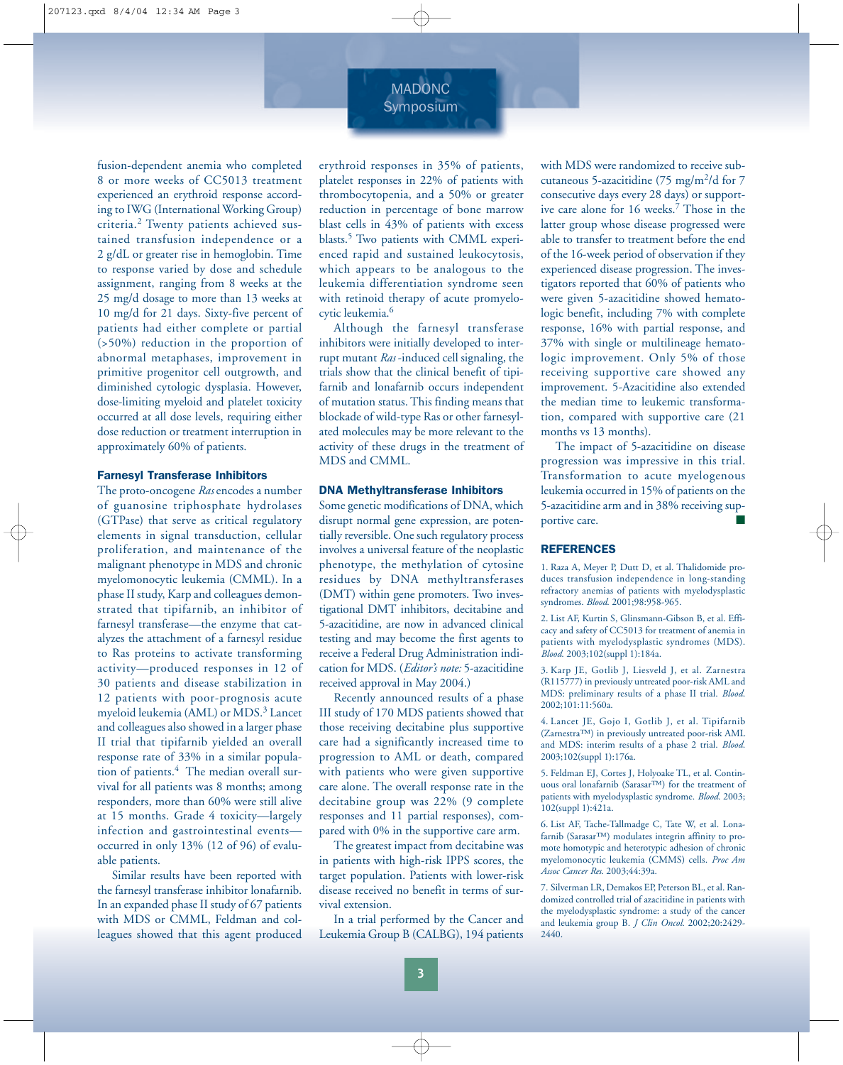fusion-dependent anemia who completed 8 or more weeks of CC5013 treatment experienced an erythroid response according to IWG (International Working Group) criteria.[2] Twenty patients achieved sustained transfusion independence or a 2 g/dL or greater rise in hemoglobin. Time to response varied by dose and schedule assignment, ranging from 8 weeks at the 25 mg/d dosage to more than 13 weeks at 10 mg/d for 21 days. Sixty-five percent of patients had either complete or partial (>50%) reduction in the proportion of abnormal metaphases, improvement in primitive progenitor cell outgrowth, and diminished cytologic dysplasia. However, dose-limiting myeloid and platelet toxicity occurred at all dose levels, requiring either dose reduction or treatment interruption in approximately 60% of patients.

### Farnesyl Transferase Inhibitors

The proto-oncogene *Ras* encodes a number of guanosine triphosphate hydrolases (GTPase) that serve as critical regulatory elements in signal transduction, cellular proliferation, and maintenance of the malignant phenotype in MDS and chronic myelomonocytic leukemia (CMML). In a phase II study, Karp and colleagues demonstrated that tipifarnib, an inhibitor of farnesyl transferase—the enzyme that catalyzes the attachment of a farnesyl residue to Ras proteins to activate transforming activity—produced responses in 12 of 30 patients and disease stabilization in 12 patients with poor-prognosis acute myeloid leukemia (AML) or MDS.[3] Lancet and colleagues also showed in a larger phase II trial that tipifarnib yielded an overall response rate of 33% in a similar population of patients.[4] The median overall survival for all patients was 8 months; among responders, more than 60% were still alive at 15 months. Grade 4 toxicity—largely infection and gastrointestinal events—occurred in only 13% (12 of 96) of evaluable patients.

Similar results have been reported with the farnesyl transferase inhibitor lonafarnib. In an expanded phase II study of 67 patients with MDS or CMML, Feldman and colleagues showed that this agent produced erythroid responses in 35% of patients, platelet responses in 22% of patients with thrombocytopenia, and a 50% or greater reduction in percentage of bone marrow blast cells in 43% of patients with excess blasts.[5] Two patients with CMML experienced rapid and sustained leukocytosis, which appears to be analogous to the leukemia differentiation syndrome seen with retinoid therapy of acute promyelocytic leukemia.[6]

Although the farnesyl transferase inhibitors were initially developed to interrupt mutant *Ras*-induced cell signaling, the trials show that the clinical benefit of tipifarnib and lonafarnib occurs independent of mutation status. This finding means that blockade of wild-type Ras or other farnesylated molecules may be more relevant to the activity of these drugs in the treatment of MDS and CMML.

### DNA Methyltransferase Inhibitors

Some genetic modifications of DNA, which disrupt normal gene expression, are potentially reversible. One such regulatory process involves a universal feature of the neoplastic phenotype, the methylation of cytosine residues by DNA methyltransferases (DMT) within gene promoters. Two investigational DMT inhibitors, decitabine and 5-azacitidine, are now in advanced clinical testing and may become the first agents to receive a Federal Drug Administration indication for MDS. (*Editor's note:* 5-azacitidine received approval in May 2004.)

Recently announced results of a phase III study of 170 MDS patients showed that those receiving decitabine plus supportive care had a significantly increased time to progression to AML or death, compared with patients who were given supportive care alone. The overall response rate in the decitabine group was 22% (9 complete responses and 11 partial responses), compared with 0% in the supportive care arm.

The greatest impact from decitabine was in patients with high-risk IPPS scores, the target population. Patients with lower-risk disease received no benefit in terms of survival extension.

In a trial performed by the Cancer and Leukemia Group B (CALBG), 194 patients with MDS were randomized to receive subcutaneous 5-azacitidine (75 mg/m$^2$/d for 7 consecutive days every 28 days) or supportive care alone for 16 weeks.[7] Those in the latter group whose disease progressed were able to transfer to treatment before the end of the 16-week period of observation if they experienced disease progression. The investigators reported that 60% of patients who were given 5-azacitidine showed hematologic benefit, including 7% with complete response, 16% with partial response, and 37% with single or multilineage hematologic improvement. Only 5% of those receiving supportive care showed any improvement. 5-Azacitidine also extended the median time to leukemic transformation, compared with supportive care (21 months vs 13 months).

The impact of 5-azacitidine on disease progression was impressive in this trial. Transformation to acute myelogenous leukemia occurred in 15% of patients on the 5-azacitidine arm and in 38% receiving supportive care.

## REFERENCES

1. Raza A, Meyer P, Dutt D, et al. Thalidomide produces transfusion independence in long-standing refractory anemias of patients with myelodysplastic syndromes. *Blood.* 2001;98:958-965.

2. List AF, Kurtin S, Glinsmann-Gibson B, et al. Efficacy and safety of CC5013 for treatment of anemia in patients with myelodysplastic syndromes (MDS). *Blood.* 2003;102(suppl 1):184a.

3. Karp JE, Gotlib J, Liesveld J, et al. Zarnestra (R115777) in previously untreated poor-risk AML and MDS: preliminary results of a phase II trial. *Blood.* 2002;101:11:560a.

4. Lancet JE, Gojo I, Gotlib J, et al. Tipifarnib (Zarnestra™) in previously untreated poor-risk AML and MDS: interim results of a phase 2 trial. *Blood.* 2003;102(suppl 1):176a.

5. Feldman EJ, Cortes J, Holyoake TL, et al. Continuous oral lonafarnib (Sarasar™) for the treatment of patients with myelodysplastic syndrome. *Blood.* 2003; 102(suppl 1):421a.

6. List AF, Tache-Tallmadge C, Tate W, et al. Lonafarnib (Sarasar™) modulates integrin affinity to promote homotypic and heterotypic adhesion of chronic myelomonocytic leukemia (CMMS) cells. *Proc Am Assoc Cancer Res.* 2003;44:39a.

7. Silverman LR, Demakos EP, Peterson BL, et al. Randomized controlled trial of azacitidine in patients with the myelodysplastic syndrome: a study of the cancer and leukemia group B. *J Clin Oncol.* 2002;20:2429-2440.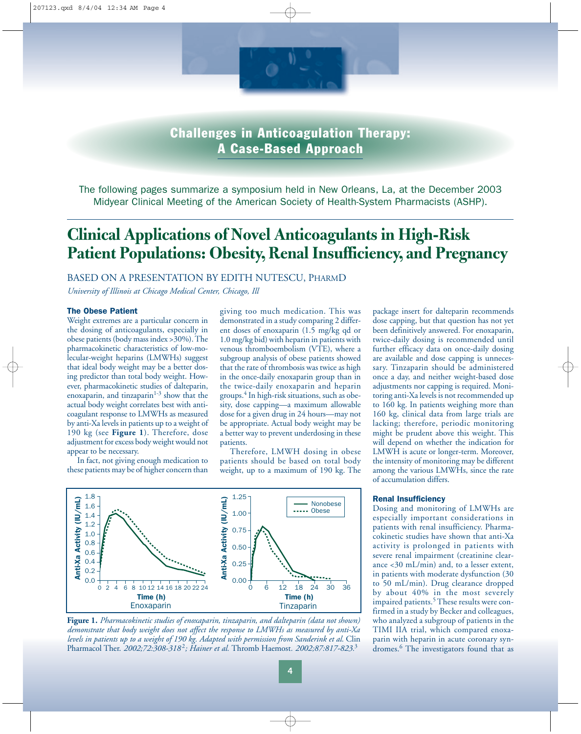## Challenges in Anticoagulation Therapy: A Case-Based Approach

The following pages summarize a symposium held in New Orleans, La, at the December 2003 Midyear Clinical Meeting of the American Society of Health-System Pharmacists (ASHP).

# Clinical Applications of Novel Anticoagulants in High-Risk Patient Populations: Obesity, Renal Insufficiency, and Pregnancy

BASED ON A PRESENTATION BY EDITH NUTESCU, PHARMD

*University of Illinois at Chicago Medical Center, Chicago, Ill*

### The Obese Patient

Weight extremes are a particular concern in the dosing of anticoagulants, especially in obese patients (body mass index >30%). The pharmacokinetic characteristics of low-molecular-weight heparins (LMWHs) suggest that ideal body weight may be a better dosing predictor than total body weight. However, pharmacokinetic studies of dalteparin, enoxaparin, and tinzaparin[1-3] show that the actual body weight correlates best with anticoagulant response to LMWHs as measured by anti-Xa levels in patients up to a weight of 190 kg (see **Figure 1**). Therefore, dose adjustment for excess body weight would not appear to be necessary.

In fact, not giving enough medication to these patients may be of higher concern than giving too much medication. This was demonstrated in a study comparing 2 different doses of enoxaparin (1.5 mg/kg qd or 1.0 mg/kg bid) with heparin in patients with venous thromboembolism (VTE), where a subgroup analysis of obese patients showed that the rate of thrombosis was twice as high in the once-daily enoxaparin group than in the twice-daily enoxaparin and heparin groups.[4] In high-risk situations, such as obesity, dose capping—a maximum allowable dose for a given drug in 24 hours—may not be appropriate. Actual body weight may be a better way to prevent underdosing in these patients.

Therefore, LMWH dosing in obese patients should be based on total body weight, up to a maximum of 190 kg. The package insert for dalteparin recommends dose capping, but that question has not yet been definitively answered. For enoxaparin, twice-daily dosing is recommended until further efficacy data on once-daily dosing are available and dose capping is unnecessary. Tinzaparin should be administered once a day, and neither weight-based dose adjustments nor capping is required. Monitoring anti-Xa levels is not recommended up to 160 kg. In patients weighing more than 160 kg, clinical data from large trials are lacking; therefore, periodic monitoring might be prudent above this weight. This will depend on whether the indication for LMWH is acute or longer-term. Moreover, the intensity of monitoring may be different among the various LMWHs, since the rate of accumulation differs.

**Figure 1.** *Pharmacokinetic studies of enoxaparin, tinzaparin, and dalteparin (data not shown) demonstrate that body weight does not affect the response to LMWHs as measured by anti-Xa levels in patients up to a weight of 190 kg. Adapted with permission from Sanderink et al.* Clin Pharmacol Ther. *2002;72:308-318*[2]*; Hainer et al.* Thromb Haemost. *2002;87:817-823.*[3]

### Renal Insufficiency

Dosing and monitoring of LMWHs are especially important considerations in patients with renal insufficiency. Pharmacokinetic studies have shown that anti-Xa activity is prolonged in patients with severe renal impairment (creatinine clearance <30 mL/min) and, to a lesser extent, in patients with moderate dysfunction (30 to 50 mL/min). Drug clearance dropped by about 40% in the most severely impaired patients.[5] These results were confirmed in a study by Becker and colleagues, who analyzed a subgroup of patients in the TIMI IIA trial, which compared enoxaparin with heparin in acute coronary syndromes.[6] The investigators found that as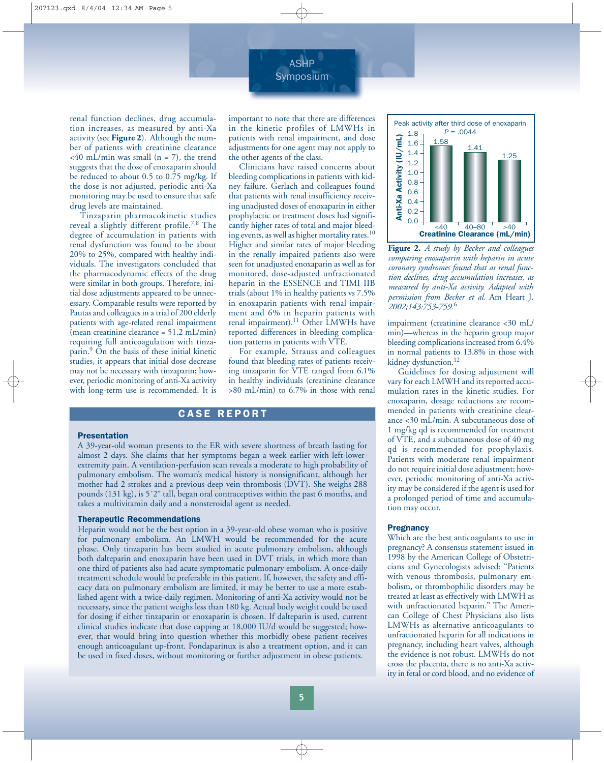renal function declines, drug accumulation increases, as measured by anti-Xa activity (see **Figure 2**). Although the number of patients with creatinine clearance <40 mL/min was small (n = 7), the trend suggests that the dose of enoxaparin should be reduced to about 0.5 to 0.75 mg/kg. If the dose is not adjusted, periodic anti-Xa monitoring may be used to ensure that safe drug levels are maintained.

Tinzaparin pharmacokinetic studies reveal a slightly different profile.[7,8] The degree of accumulation in patients with renal dysfunction was found to be about 20% to 25%, compared with healthy individuals. The investigators concluded that the pharmacodynamic effects of the drug were similar in both groups. Therefore, initial dose adjustments appeared to be unnecessary. Comparable results were reported by Pautas and colleagues in a trial of 200 elderly patients with age-related renal impairment (mean creatinine clearance = 51.2 mL/min) requiring full anticoagulation with tinzaparin.[9] On the basis of these initial kinetic studies, it appears that initial dose decrease may not be necessary with tinzaparin; however, periodic monitoring of anti-Xa activity with long-term use is recommended. It is important to note that there are differences in the kinetic profiles of LMWHs in patients with renal impairment, and dose adjustments for one agent may not apply to the other agents of the class.

Clinicians have raised concerns about bleeding complications in patients with kidney failure. Gerlach and colleagues found that patients with renal insufficiency receiving unadjusted doses of enoxaparin in either prophylactic or treatment doses had significantly higher rates of total and major bleeding events, as well as higher mortality rates.[10] Higher and similar rates of major bleeding in the renally impaired patients also were seen for unadjusted enoxaparin as well as for monitored, dose-adjusted unfractionated heparin in the ESSENCE and TIMI IIB trials (about 1% in healthy patients vs 7.5% in enoxaparin patients with renal impairment and 6% in heparin patients with renal impairment).[11] Other LMWHs have reported differences in bleeding complication patterns in patients with VTE.

For example, Strauss and colleagues found that bleeding rates of patients receiving tinzaparin for VTE ranged from 6.1% in healthy individuals (creatinine clearance >80 mL/min) to 6.7% in those with renal impairment (creatinine clearance <30 mL/min)—whereas in the heparin group major bleeding complications increased from 6.4% in normal patients to 13.8% in those with kidney dysfunction.[12]

Guidelines for dosing adjustment will vary for each LMWH and its reported accumulation rates in the kinetic studies. For enoxaparin, dosage reductions are recommended in patients with creatinine clearance <30 mL/min. A subcutaneous dose of 1 mg/kg qd is recommended for treatment of VTE, and a subcutaneous dose of 40 mg qd is recommended for prophylaxis. Patients with moderate renal impairment do not require initial dose adjustment; however, periodic monitoring of anti-Xa activity may be considered if the agent is used for a prolonged period of time and accumulation may occur.

Peak activity after third dose of enoxaparin ($P$ = .0044)

| Creatinine Clearance (mL/min) | Anti-Xa Activity (IU/mL) |
|---|---|
| <40 | 1.58 |
| 40–80 | 1.41 |
| >40 | 1.25 |

**Figure 2.** *A study by Becker and colleagues comparing enoxaparin with heparin in acute coronary syndromes found that as renal function declines, drug accumulation increases, as measured by anti-Xa activity. Adapted with permission from Becker et al.* Am Heart J. *2002;143:753-759.*[6]

## CASE REPORT

### Presentation

A 39-year-old woman presents to the ER with severe shortness of breath lasting for almost 2 days. She claims that her symptoms began a week earlier with left-lower-extremity pain. A ventilation-perfusion scan reveals a moderate to high probability of pulmonary embolism. The woman's medical history is nonsignificant, although her mother had 2 strokes and a previous deep vein thrombosis (DVT). She weighs 288 pounds (131 kg), is 5′2″ tall, began oral contraceptives within the past 6 months, and takes a multivitamin daily and a nonsteroidal agent as needed.

### Therapeutic Recommendations

Heparin would not be the best option in a 39-year-old obese woman who is positive for pulmonary embolism. An LMWH would be recommended for the acute phase. Only tinzaparin has been studied in acute pulmonary embolism, although both dalteparin and enoxaparin have been used in DVT trials, in which more than one third of patients also had acute symptomatic pulmonary embolism. A once-daily treatment schedule would be preferable in this patient. If, however, the safety and efficacy data on pulmonary embolism are limited, it may be better to use a more established agent with a twice-daily regimen. Monitoring of anti-Xa activity would not be necessary, since the patient weighs less than 180 kg. Actual body weight could be used for dosing if either tinzaparin or enoxaparin is chosen. If dalteparin is used, current clinical studies indicate that dose capping at 18,000 IU/d would be suggested; however, that would bring into question whether this morbidly obese patient receives enough anticoagulant up-front. Fondaparinux is also a treatment option, and it can be used in fixed doses, without monitoring or further adjustment in obese patients.

### Pregnancy

Which are the best anticoagulants to use in pregnancy? A consensus statement issued in 1998 by the American College of Obstetricians and Gynecologists advised: "Patients with venous thrombosis, pulmonary embolism, or thrombophilic disorders may be treated at least as effectively with LMWH as with unfractionated heparin." The American College of Chest Physicians also lists LMWHs as alternative anticoagulants to unfractionated heparin for all indications in pregnancy, including heart valves, although the evidence is not robust. LMWHs do not cross the placenta, there is no anti-Xa activity in fetal or cord blood, and no evidence of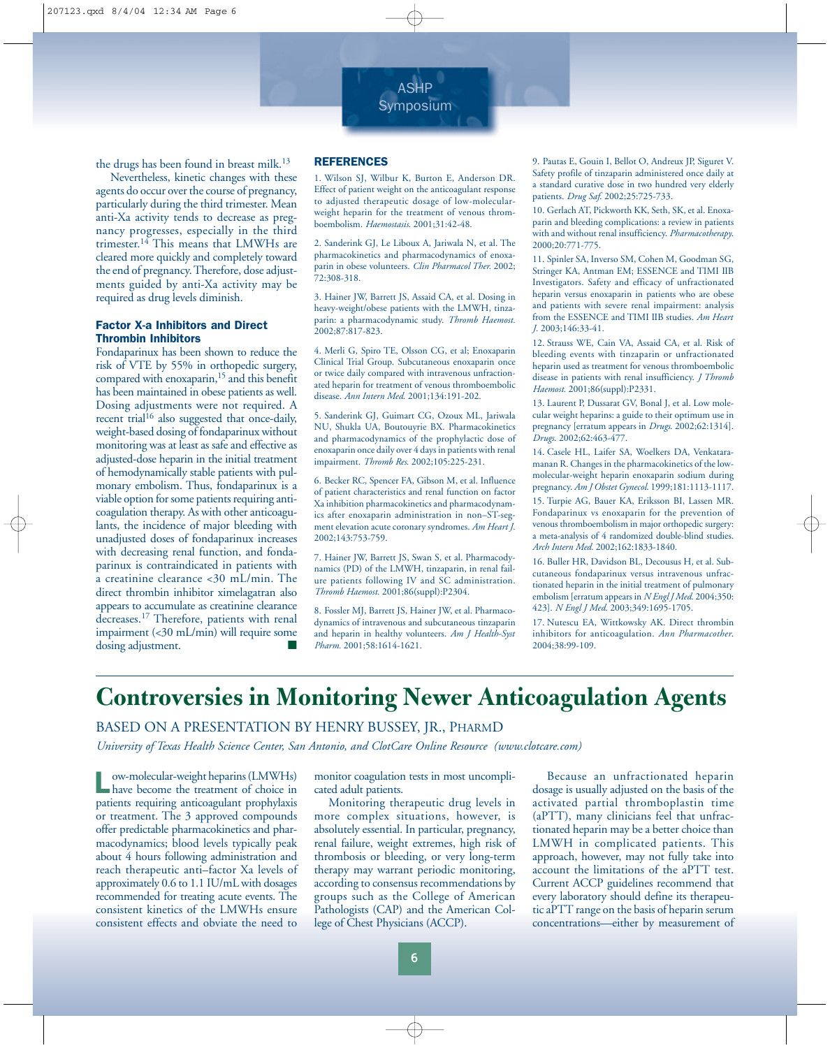the drugs has been found in breast milk.[13]

Nevertheless, kinetic changes with these agents do occur over the course of pregnancy, particularly during the third trimester. Mean anti-Xa activity tends to decrease as pregnancy progresses, especially in the third trimester.[14] This means that LMWHs are cleared more quickly and completely toward the end of pregnancy. Therefore, dose adjustments guided by anti-Xa activity may be required as drug levels diminish.

### Factor X-a Inhibitors and Direct Thrombin Inhibitors

Fondaparinux has been shown to reduce the risk of VTE by 55% in orthopedic surgery, compared with enoxaparin,[15] and this benefit has been maintained in obese patients as well. Dosing adjustments were not required. A recent trial[16] also suggested that once-daily, weight-based dosing of fondaparinux without monitoring was at least as safe and effective as adjusted-dose heparin in the initial treatment of hemodynamically stable patients with pulmonary embolism. Thus, fondaparinux is a viable option for some patients requiring anticoagulation therapy. As with other anticoagulants, the incidence of major bleeding with unadjusted doses of fondaparinux increases with decreasing renal function, and fondaparinux is contraindicated in patients with a creatinine clearance <30 mL/min. The direct thrombin inhibitor ximelagatran also appears to accumulate as creatinine clearance decreases.[17] Therefore, patients with renal impairment (<30 mL/min) will require some dosing adjustment. ■

### REFERENCES

1. Wilson SJ, Wilbur K, Burton E, Anderson DR. Effect of patient weight on the anticoagulant response to adjusted therapeutic dosage of low-molecular-weight heparin for the treatment of venous thromboembolism. *Haemostasis.* 2001;31:42-48.

2. Sanderink GJ, Le Liboux A, Jariwala N, et al. The pharmacokinetics and pharmacodynamics of enoxaparin in obese volunteers. *Clin Pharmacol Ther.* 2002; 72:308-318.

3. Hainer JW, Barrett JS, Assaid CA, et al. Dosing in heavy-weight/obese patients with the LMWH, tinzaparin: a pharmacodynamic study. *Thromb Haemost.* 2002;87:817-823.

4. Merli G, Spiro TE, Olsson CG, et al; Enoxaparin Clinical Trial Group. Subcutaneous enoxaparin once or twice daily compared with intravenous unfractionated heparin for treatment of venous thromboembolic disease. *Ann Intern Med.* 2001;134:191-202.

5. Sanderink GJ, Guimart CG, Ozoux ML, Jariwala NU, Shukla UA, Boutouyrie BX. Pharmacokinetics and pharmacodynamics of the prophylactic dose of enoxaparin once daily over 4 days in patients with renal impairment. *Thromb Res.* 2002;105:225-231.

6. Becker RC, Spencer FA, Gibson M, et al. Influence of patient characteristics and renal function on factor Xa inhibition pharmacokinetics and pharmacodynamics after enoxaparin administration in non–ST-segment elevation acute coronary syndromes. *Am Heart J.* 2002;143:753-759.

7. Hainer JW, Barrett JS, Swan S, et al. Pharmacodynamics (PD) of the LMWH, tinzaparin, in renal failure patients following IV and SC administration. *Thromb Haemost.* 2001;86(suppl):P2304.

8. Fossler MJ, Barrett JS, Hainer JW, et al. Pharmacodynamics of intravenous and subcutaneous tinzaparin and heparin in healthy volunteers. *Am J Health-Syst Pharm.* 2001;58:1614-1621.

9. Pautas E, Gouin I, Bellot O, Andreux JP, Siguret V. Safety profile of tinzaparin administered once daily at a standard curative dose in two hundred very elderly patients. *Drug Saf.* 2002;25:725-733.

10. Gerlach AT, Pickworth KK, Seth, SK, et al. Enoxaparin and bleeding complications: a review in patients with and without renal insufficiency. *Pharmacotherapy.* 2000;20:771-775.

11. Spinler SA, Inverso SM, Cohen M, Goodman SG, Stringer KA, Antman EM; ESSENCE and TIMI IIB Investigators. Safety and efficacy of unfractionated heparin versus enoxaparin in patients who are obese and patients with severe renal impairment: analysis from the ESSENCE and TIMI IIB studies. *Am Heart J.* 2003;146:33-41.

12. Strauss WE, Cain VA, Assaid CA, et al. Risk of bleeding events with tinzaparin or unfractionated heparin used as treatment for venous thromboembolic disease in patients with renal insufficiency. *J Thromb Haemost.* 2001;86(suppl):P2331.

13. Laurent P, Dussarat GV, Bonal J, et al. Low molecular weight heparins: a guide to their optimum use in pregnancy [erratum appears in *Drugs.* 2002;62:1314]. *Drugs.* 2002;62:463-477.

14. Casele HL, Laifer SA, Woelkers DA, Venkataramanan R. Changes in the pharmacokinetics of the low-molecular-weight heparin enoxaparin sodium during pregnancy. *Am J Obstet Gynecol.* 1999;181:1113-1117.

15. Turpie AG, Bauer KA, Eriksson BI, Lassen MR. Fondaparinux vs enoxaparin for the prevention of venous thromboembolism in major orthopedic surgery: a meta-analysis of 4 randomized double-blind studies. *Arch Intern Med.* 2002;162:1833-1840.

16. Buller HR, Davidson BL, Decousus H, et al. Subcutaneous fondaparinux versus intravenous unfractionated heparin in the initial treatment of pulmonary embolism [erratum appears in *N Engl J Med.* 2004;350: 423]. *N Engl J Med.* 2003;349:1695-1705.

17. Nutescu EA, Wittkowsky AK. Direct thrombin inhibitors for anticoagulation. *Ann Pharmacother.* 2004;38:99-109.

# Controversies in Monitoring Newer Anticoagulation Agents

BASED ON A PRESENTATION BY HENRY BUSSEY, JR., PHARMD

*University of Texas Health Science Center, San Antonio, and ClotCare Online Resource (www.clotcare.com)*

Low-molecular-weight heparins (LMWHs) have become the treatment of choice in patients requiring anticoagulant prophylaxis or treatment. The 3 approved compounds offer predictable pharmacokinetics and pharmacodynamics; blood levels typically peak about 4 hours following administration and reach therapeutic anti–factor Xa levels of approximately 0.6 to 1.1 IU/mL with dosages recommended for treating acute events. The consistent kinetics of the LMWHs ensure consistent effects and obviate the need to monitor coagulation tests in most uncomplicated adult patients.

Monitoring therapeutic drug levels in more complex situations, however, is absolutely essential. In particular, pregnancy, renal failure, weight extremes, high risk of thrombosis or bleeding, or very long-term therapy may warrant periodic monitoring, according to consensus recommendations by groups such as the College of American Pathologists (CAP) and the American College of Chest Physicians (ACCP).

Because an unfractionated heparin dosage is usually adjusted on the basis of the activated partial thromboplastin time (aPTT), many clinicians feel that unfractionated heparin may be a better choice than LMWH in complicated patients. This approach, however, may not fully take into account the limitations of the aPTT test. Current ACCP guidelines recommend that every laboratory should define its therapeutic aPTT range on the basis of heparin serum concentrations—either by measurement of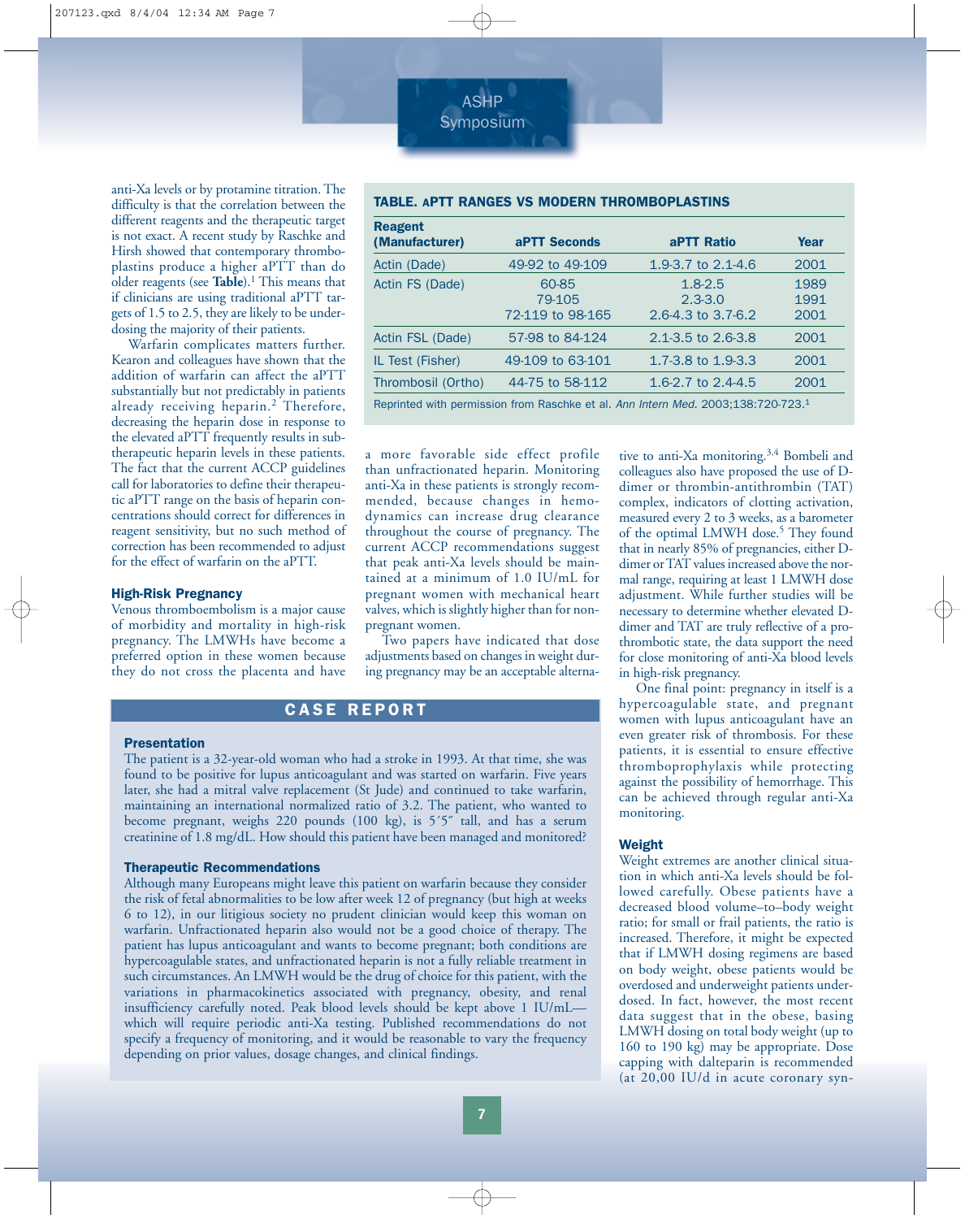anti-Xa levels or by protamine titration. The difficulty is that the correlation between the different reagents and the therapeutic target is not exact. A recent study by Raschke and Hirsh showed that contemporary thromboplastins produce a higher aPTT than do older reagents (see **Table**).[1] This means that if clinicians are using traditional aPTT targets of 1.5 to 2.5, they are likely to be underdosing the majority of their patients.

Warfarin complicates matters further. Kearon and colleagues have shown that the addition of warfarin can affect the aPTT substantially but not predictably in patients already receiving heparin.[2] Therefore, decreasing the heparin dose in response to the elevated aPTT frequently results in subtherapeutic heparin levels in these patients. The fact that the current ACCP guidelines call for laboratories to define their therapeutic aPTT range on the basis of heparin concentrations should correct for differences in reagent sensitivity, but no such method of correction has been recommended to adjust for the effect of warfarin on the aPTT.

**TABLE. aPTT RANGES VS MODERN THROMBOPLASTINS**

| Reagent (Manufacturer) | aPTT Seconds | aPTT Ratio | Year |
|---|---|---|---|
| Actin (Dade) | 49-92 to 49-109 | 1.9-3.7 to 2.1-4.6 | 2001 |
| Actin FS (Dade) | 60-85 | 1.8-2.5 | 1989 |
| | 79-105 | 2.3-3.0 | 1991 |
| | 72-119 to 98-165 | 2.6-4.3 to 3.7-6.2 | 2001 |
| Actin FSL (Dade) | 57-98 to 84-124 | 2.1-3.5 to 2.6-3.8 | 2001 |
| IL Test (Fisher) | 49-109 to 63-101 | 1.7-3.8 to 1.9-3.3 | 2001 |
| Thrombosil (Ortho) | 44-75 to 58-112 | 1.6-2.7 to 2.4-4.5 | 2001 |

Reprinted with permission from Raschke et al. *Ann Intern Med.* 2003;138:720-723.[1]

### High-Risk Pregnancy

Venous thromboembolism is a major cause of morbidity and mortality in high-risk pregnancy. The LMWHs have become a preferred option in these women because they do not cross the placenta and have a more favorable side effect profile than unfractionated heparin. Monitoring anti-Xa in these patients is strongly recommended, because changes in hemodynamics can increase drug clearance throughout the course of pregnancy. The current ACCP recommendations suggest that peak anti-Xa levels should be maintained at a minimum of 1.0 IU/mL for pregnant women with mechanical heart valves, which is slightly higher than for nonpregnant women.

Two papers have indicated that dose adjustments based on changes in weight during pregnancy may be an acceptable alternative to anti-Xa monitoring.[3,4] Bombeli and colleagues also have proposed the use of D-dimer or thrombin-antithrombin (TAT) complex, indicators of clotting activation, measured every 2 to 3 weeks, as a barometer of the optimal LMWH dose.[5] They found that in nearly 85% of pregnancies, either D-dimer or TAT values increased above the normal range, requiring at least 1 LMWH dose adjustment. While further studies will be necessary to determine whether elevated D-dimer and TAT are truly reflective of a prothrombotic state, the data support the need for close monitoring of anti-Xa blood levels in high-risk pregnancy.

One final point: pregnancy in itself is a hypercoagulable state, and pregnant women with lupus anticoagulant have an even greater risk of thrombosis. For these patients, it is essential to ensure effective thromboprophylaxis while protecting against the possibility of hemorrhage. This can be achieved through regular anti-Xa monitoring.

## CASE REPORT

### Presentation

The patient is a 32-year-old woman who had a stroke in 1993. At that time, she was found to be positive for lupus anticoagulant and was started on warfarin. Five years later, she had a mitral valve replacement (St Jude) and continued to take warfarin, maintaining an international normalized ratio of 3.2. The patient, who wanted to become pregnant, weighs 220 pounds (100 kg), is 5′5″ tall, and has a serum creatinine of 1.8 mg/dL. How should this patient have been managed and monitored?

### Therapeutic Recommendations

Although many Europeans might leave this patient on warfarin because they consider the risk of fetal abnormalities to be low after week 12 of pregnancy (but high at weeks 6 to 12), in our litigious society no prudent clinician would keep this woman on warfarin. Unfractionated heparin also would not be a good choice of therapy. The patient has lupus anticoagulant and wants to become pregnant; both conditions are hypercoagulable states, and unfractionated heparin is not a fully reliable treatment in such circumstances. An LMWH would be the drug of choice for this patient, with the variations in pharmacokinetics associated with pregnancy, obesity, and renal insufficiency carefully noted. Peak blood levels should be kept above 1 IU/mL—which will require periodic anti-Xa testing. Published recommendations do not specify a frequency of monitoring, and it would be reasonable to vary the frequency depending on prior values, dosage changes, and clinical findings.

### Weight

Weight extremes are another clinical situation in which anti-Xa levels should be followed carefully. Obese patients have a decreased blood volume–to–body weight ratio; for small or frail patients, the ratio is increased. Therefore, it might be expected that if LMWH dosing regimens are based on body weight, obese patients would be overdosed and underweight patients underdosed. In fact, however, the most recent data suggest that in the obese, basing LMWH dosing on total body weight (up to 160 to 190 kg) may be appropriate. Dose capping with dalteparin is recommended (at 20,00 IU/d in acute coronary syn-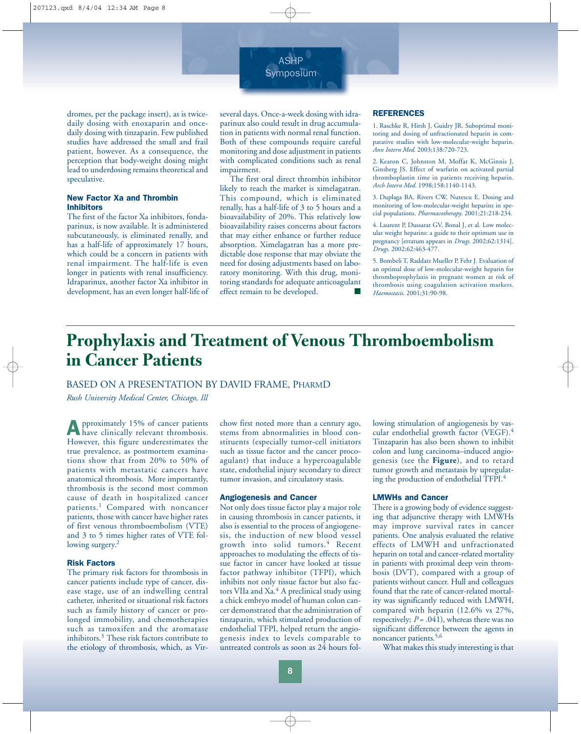dromes, per the package insert), as is twice-daily dosing with enoxaparin and once-daily dosing with tinzaparin. Few published studies have addressed the small and frail patient, however. As a consequence, the perception that body-weight dosing might lead to underdosing remains theoretical and speculative.

### New Factor Xa and Thrombin Inhibitors

The first of the factor Xa inhibitors, fondaparinux, is now available. It is administered subcutaneously, is eliminated renally, and has a half-life of approximately 17 hours, which could be a concern in patients with renal impairment. The half-life is even longer in patients with renal insufficiency. Idraparinux, another factor Xa inhibitor in development, has an even longer half-life of several days. Once-a-week dosing with idraparinux also could result in drug accumulation in patients with normal renal function. Both of these compounds require careful monitoring and dose adjustment in patients with complicated conditions such as renal impairment.

The first oral direct thrombin inhibitor likely to reach the market is ximelagatran. This compound, which is eliminated renally, has a half-life of 3 to 5 hours and a bioavailability of 20%. This relatively low bioavailability raises concerns about factors that may either enhance or further reduce absorption. Ximelagatran has a more predictable dose response that may obviate the need for dosing adjustments based on laboratory monitoring. With this drug, monitoring standards for adequate anticoagulant effect remain to be developed.

### REFERENCES

1. Raschke R, Hirsh J, Guidry JR. Suboptimal monitoring and dosing of unfractionated heparin in comparative studies with low-molecular-weight heparin. *Ann Intern Med.* 2003;138:720-723.

2. Kearon C, Johnston M, Moffat K, McGinnis J, Ginsberg JS. Effect of warfarin on activated partial thromboplastin time in patients receiving heparin. *Arch Intern Med.* 1998;158:1140-1143.

3. Duplaga BA, Rivers CW, Nutescu E. Dosing and monitoring of low-molecular-weight heparins in special populations. *Pharmacotherapy.* 2001;21:218-234.

4. Laurent P, Dussarat GV, Bonal J, et al. Low molecular weight heparins: a guide to their optimum use in pregnancy [erratum appears in *Drugs.* 2002;62:1314]. *Drugs.* 2002;62:463-477.

5. Bombeli T, Raddatz Mueller P, Fehr J. Evaluation of an optimal dose of low-molecular-weight heparin for thromboprophylaxis in pregnant women at risk of thrombosis using coagulation activation markers. *Haemostasis.* 2001;31:90-98.

# Prophylaxis and Treatment of Venous Thromboembolism in Cancer Patients

BASED ON A PRESENTATION BY DAVID FRAME, PHARMD

*Rush University Medical Center, Chicago, Ill*

Approximately 15% of cancer patients have clinically relevant thrombosis. However, this figure underestimates the true prevalence, as postmortem examinations show that from 20% to 50% of patients with metastatic cancers have anatomical thrombosis. More importantly, thrombosis is the second most common cause of death in hospitalized cancer patients.[1] Compared with noncancer patients, those with cancer have higher rates of first venous thromboembolism (VTE) and 3 to 5 times higher rates of VTE following surgery.[2]

### Risk Factors

The primary risk factors for thrombosis in cancer patients include type of cancer, disease stage, use of an indwelling central catheter, inherited or situational risk factors such as family history of cancer or prolonged immobility, and chemotherapies such as tamoxifen and the aromatase inhibitors.[3] These risk factors contribute to the etiology of thrombosis, which, as Virchow first noted more than a century ago, stems from abnormalities in blood constituents (especially tumor-cell initiators such as tissue factor and the cancer procoagulant) that induce a hypercoagulable state, endothelial injury secondary to direct tumor invasion, and circulatory stasis.

### Angiogenesis and Cancer

Not only does tissue factor play a major role in causing thrombosis in cancer patients, it also is essential to the process of angiogenesis, the induction of new blood vessel growth into solid tumors.[4] Recent approaches to modulating the effects of tissue factor in cancer have looked at tissue factor pathway inhibitor (TFPI), which inhibits not only tissue factor but also factors VIIa and Xa.[4] A preclinical study using a chick embryo model of human colon cancer demonstrated that the administration of tinzaparin, which stimulated production of endothelial TFPI, helped return the angiogenesis index to levels comparable to untreated controls as soon as 24 hours following stimulation of angiogenesis by vascular endothelial growth factor (VEGF).[4] Tinzaparin has also been shown to inhibit colon and lung carcinoma–induced angiogenesis (see the **Figure**), and to retard tumor growth and metastasis by upregulating the production of endothelial TFPI.[4]

### LMWHs and Cancer

There is a growing body of evidence suggesting that adjunctive therapy with LMWHs may improve survival rates in cancer patients. One analysis evaluated the relative effects of LMWH and unfractionated heparin on total and cancer-related mortality in patients with proximal deep vein thrombosis (DVT), compared with a group of patients without cancer. Hull and colleagues found that the rate of cancer-related mortality was significantly reduced with LMWH, compared with heparin (12.6% vs 27%, respectively; $P = .041$), whereas there was no significant difference between the agents in noncancer patients.[5,6]

What makes this study interesting is that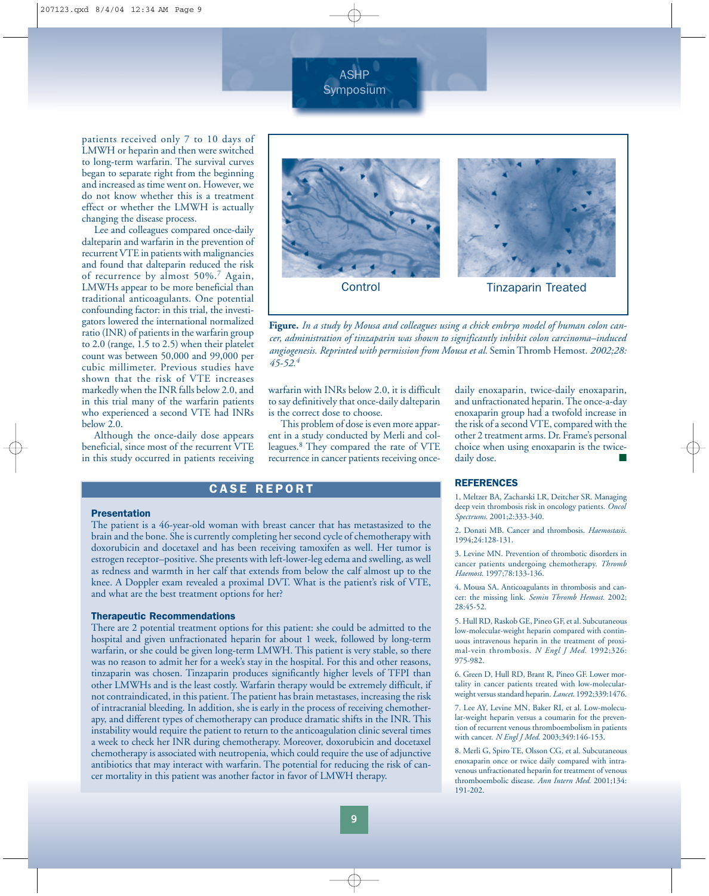patients received only 7 to 10 days of LMWH or heparin and then were switched to long-term warfarin. The survival curves began to separate right from the beginning and increased as time went on. However, we do not know whether this is a treatment effect or whether the LMWH is actually changing the disease process.

Lee and colleagues compared once-daily dalteparin and warfarin in the prevention of recurrent VTE in patients with malignancies and found that dalteparin reduced the risk of recurrence by almost 50%.[7] Again, LMWHs appear to be more beneficial than traditional anticoagulants. One potential confounding factor: in this trial, the investigators lowered the international normalized ratio (INR) of patients in the warfarin group to 2.0 (range, 1.5 to 2.5) when their platelet count was between 50,000 and 99,000 per cubic millimeter. Previous studies have shown that the risk of VTE increases markedly when the INR falls below 2.0, and in this trial many of the warfarin patients who experienced a second VTE had INRs below 2.0.

Although the once-daily dose appears beneficial, since most of the recurrent VTE in this study occurred in patients receiving warfarin with INRs below 2.0, it is difficult to say definitively that once-daily dalteparin is the correct dose to choose.

This problem of dose is even more apparent in a study conducted by Merli and colleagues.[8] They compared the rate of VTE recurrence in cancer patients receiving once-daily enoxaparin, twice-daily enoxaparin, and unfractionated heparin. The once-a-day enoxaparin group had a twofold increase in the risk of a second VTE, compared with the other 2 treatment arms. Dr. Frame's personal choice when using enoxaparin is the twice-daily dose.

Control | Tinzaparin Treated

**Figure.** *In a study by Mousa and colleagues using a chick embryo model of human colon cancer, administration of tinzaparin was shown to significantly inhibit colon carcinoma–induced angiogenesis. Reprinted with permission from Mousa et al.* Semin Thromb Hemost. *2002;28:45-52.*[4]

## CASE REPORT

### Presentation

The patient is a 46-year-old woman with breast cancer that has metastasized to the brain and the bone. She is currently completing her second cycle of chemotherapy with doxorubicin and docetaxel and has been receiving tamoxifen as well. Her tumor is estrogen receptor–positive. She presents with left-lower-leg edema and swelling, as well as redness and warmth in her calf that extends from below the calf almost up to the knee. A Doppler exam revealed a proximal DVT. What is the patient's risk of VTE, and what are the best treatment options for her?

### Therapeutic Recommendations

There are 2 potential treatment options for this patient: she could be admitted to the hospital and given unfractionated heparin for about 1 week, followed by long-term warfarin, or she could be given long-term LMWH. This patient is very stable, so there was no reason to admit her for a week's stay in the hospital. For this and other reasons, tinzaparin was chosen. Tinzaparin produces significantly higher levels of TFPI than other LMWHs and is the least costly. Warfarin therapy would be extremely difficult, if not contraindicated, in this patient. The patient has brain metastases, increasing the risk of intracranial bleeding. In addition, she is early in the process of receiving chemotherapy, and different types of chemotherapy can produce dramatic shifts in the INR. This instability would require the patient to return to the anticoagulation clinic several times a week to check her INR during chemotherapy. Moreover, doxorubicin and docetaxel chemotherapy is associated with neutropenia, which could require the use of adjunctive antibiotics that may interact with warfarin. The potential for reducing the risk of cancer mortality in this patient was another factor in favor of LMWH therapy.

## REFERENCES

1. Meltzer BA, Zacharski LR, Deitcher SR. Managing deep vein thrombosis risk in oncology patients. *Oncol Spectrums.* 2001;2:333-340.

2. Donati MB. Cancer and thrombosis. *Haemostasis.* 1994;24:128-131.

3. Levine MN. Prevention of thrombotic disorders in cancer patients undergoing chemotherapy. *Thromb Haemost.* 1997;78:133-136.

4. Mousa SA. Anticoagulants in thrombosis and cancer: the missing link. *Semin Thromb Hemost.* 2002; 28:45-52.

5. Hull RD, Raskob GE, Pineo GF, et al. Subcutaneous low-molecular-weight heparin compared with continuous intravenous heparin in the treatment of proximal-vein thrombosis. *N Engl J Med.* 1992;326: 975-982.

6. Green D, Hull RD, Brant R, Pineo GF. Lower mortality in cancer patients treated with low-molecular-weight versus standard heparin. *Lancet.* 1992;339:1476.

7. Lee AY, Levine MN, Baker RI, et al. Low-molecular-weight heparin versus a coumarin for the prevention of recurrent venous thromboembolism in patients with cancer. *N Engl J Med.* 2003;349:146-153.

8. Merli G, Spiro TE, Olsson CG, et al. Subcutaneous enoxaparin once or twice daily compared with intravenous unfractionated heparin for treatment of venous thromboembolic disease. *Ann Intern Med.* 2001;134: 191-202.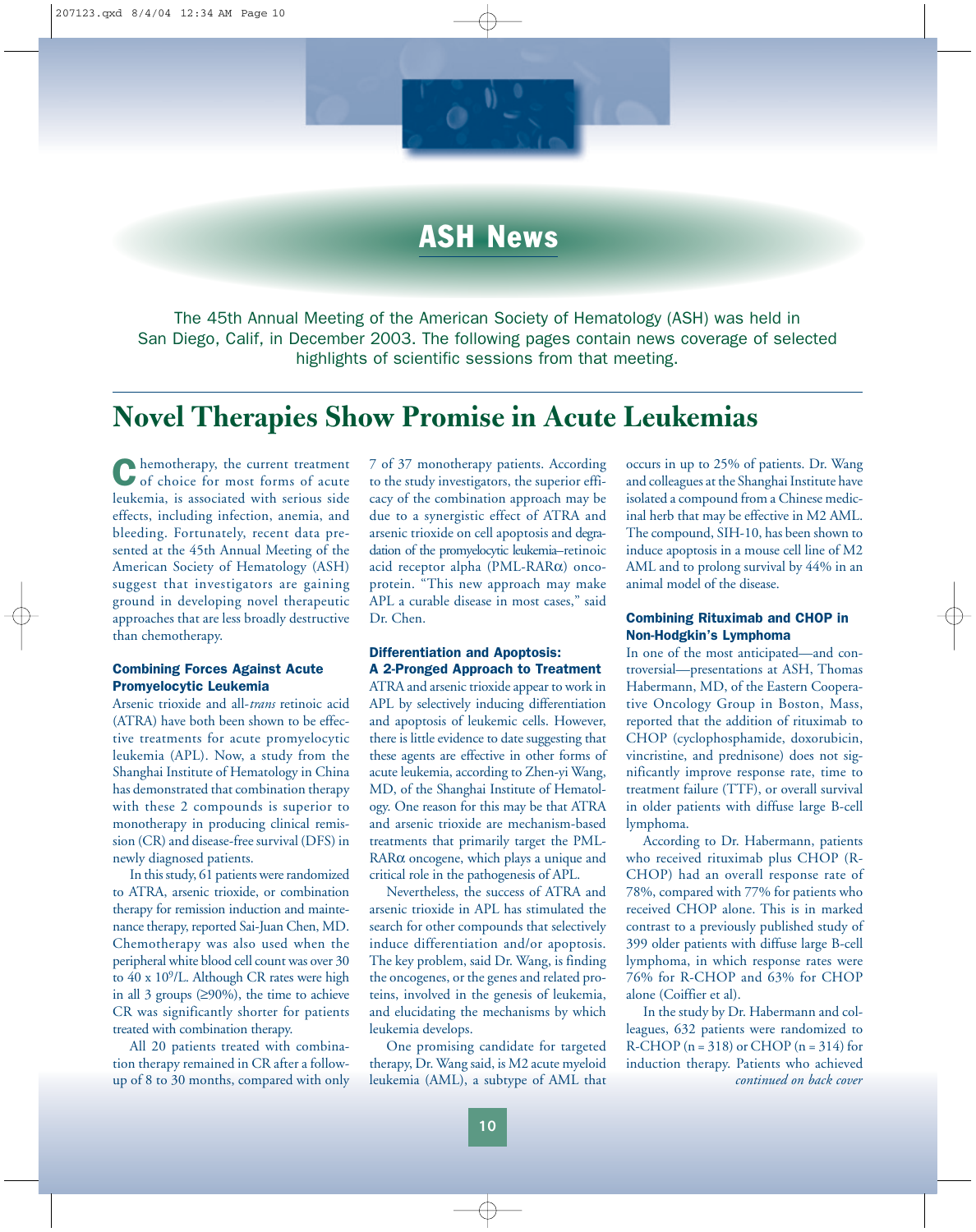# ASH News

The 45th Annual Meeting of the American Society of Hematology (ASH) was held in San Diego, Calif, in December 2003. The following pages contain news coverage of selected highlights of scientific sessions from that meeting.

## Novel Therapies Show Promise in Acute Leukemias

Chemotherapy, the current treatment of choice for most forms of acute leukemia, is associated with serious side effects, including infection, anemia, and bleeding. Fortunately, recent data presented at the 45th Annual Meeting of the American Society of Hematology (ASH) suggest that investigators are gaining ground in developing novel therapeutic approaches that are less broadly destructive than chemotherapy.

### Combining Forces Against Acute Promyelocytic Leukemia

Arsenic trioxide and all-*trans* retinoic acid (ATRA) have both been shown to be effective treatments for acute promyelocytic leukemia (APL). Now, a study from the Shanghai Institute of Hematology in China has demonstrated that combination therapy with these 2 compounds is superior to monotherapy in producing clinical remission (CR) and disease-free survival (DFS) in newly diagnosed patients.

In this study, 61 patients were randomized to ATRA, arsenic trioxide, or combination therapy for remission induction and maintenance therapy, reported Sai-Juan Chen, MD. Chemotherapy was also used when the peripheral white blood cell count was over 30 to 40 x $10^9$/L. Although CR rates were high in all 3 groups (≥90%), the time to achieve CR was significantly shorter for patients treated with combination therapy.

All 20 patients treated with combination therapy remained in CR after a follow-up of 8 to 30 months, compared with only 7 of 37 monotherapy patients. According to the study investigators, the superior efficacy of the combination approach may be due to a synergistic effect of ATRA and arsenic trioxide on cell apoptosis and degradation of the promyelocytic leukemia–retinoic acid receptor alpha (PML-RARα) oncoprotein. "This new approach may make APL a curable disease in most cases," said Dr. Chen.

### Differentiation and Apoptosis: A 2-Pronged Approach to Treatment

ATRA and arsenic trioxide appear to work in APL by selectively inducing differentiation and apoptosis of leukemic cells. However, there is little evidence to date suggesting that these agents are effective in other forms of acute leukemia, according to Zhen-yi Wang, MD, of the Shanghai Institute of Hematology. One reason for this may be that ATRA and arsenic trioxide are mechanism-based treatments that primarily target the PML-RARα oncogene, which plays a unique and critical role in the pathogenesis of APL.

Nevertheless, the success of ATRA and arsenic trioxide in APL has stimulated the search for other compounds that selectively induce differentiation and/or apoptosis. The key problem, said Dr. Wang, is finding the oncogenes, or the genes and related proteins, involved in the genesis of leukemia, and elucidating the mechanisms by which leukemia develops.

One promising candidate for targeted therapy, Dr. Wang said, is M2 acute myeloid leukemia (AML), a subtype of AML that occurs in up to 25% of patients. Dr. Wang and colleagues at the Shanghai Institute have isolated a compound from a Chinese medicinal herb that may be effective in M2 AML. The compound, SIH-10, has been shown to induce apoptosis in a mouse cell line of M2 AML and to prolong survival by 44% in an animal model of the disease.

### Combining Rituximab and CHOP in Non-Hodgkin's Lymphoma

In one of the most anticipated—and controversial—presentations at ASH, Thomas Habermann, MD, of the Eastern Cooperative Oncology Group in Boston, Mass, reported that the addition of rituximab to CHOP (cyclophosphamide, doxorubicin, vincristine, and prednisone) does not significantly improve response rate, time to treatment failure (TTF), or overall survival in older patients with diffuse large B-cell lymphoma.

According to Dr. Habermann, patients who received rituximab plus CHOP (R-CHOP) had an overall response rate of 78%, compared with 77% for patients who received CHOP alone. This is in marked contrast to a previously published study of 399 older patients with diffuse large B-cell lymphoma, in which response rates were 76% for R-CHOP and 63% for CHOP alone (Coiffier et al).

In the study by Dr. Habermann and colleagues, 632 patients were randomized to R-CHOP (n = 318) or CHOP (n = 314) for induction therapy. Patients who achieved

*continued on back cover*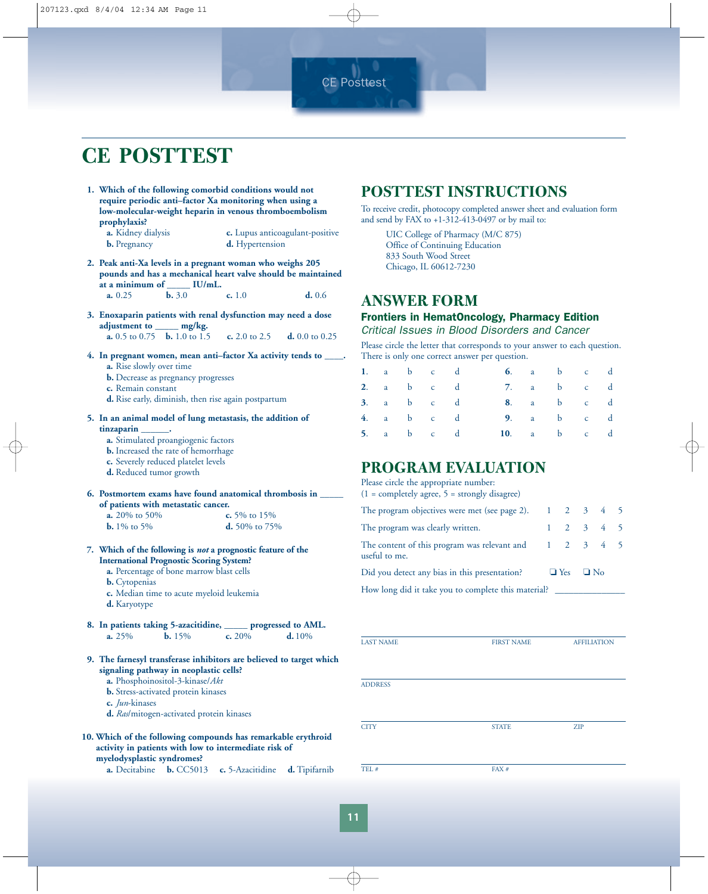# CE POSTTEST

1. **Which of the following comorbid conditions would not require periodic anti–factor Xa monitoring when using a low-molecular-weight heparin in venous thromboembolism prophylaxis?**
   - **a.** Kidney dialysis
   - **b.** Pregnancy
   - **c.** Lupus anticoagulant-positive
   - **d.** Hypertension

2. **Peak anti-Xa levels in a pregnant woman who weighs 205 pounds and has a mechanical heart valve should be maintained at a minimum of _____ IU/mL.**
   - **a.** 0.25
   - **b.** 3.0
   - **c.** 1.0
   - **d.** 0.6

3. **Enoxaparin patients with renal dysfunction may need a dose adjustment to _____ mg/kg.**
   - **a.** 0.5 to 0.75
   - **b.** 1.0 to 1.5
   - **c.** 2.0 to 2.5
   - **d.** 0.0 to 0.25

4. **In pregnant women, mean anti–factor Xa activity tends to ____.**
   - **a.** Rise slowly over time
   - **b.** Decrease as pregnancy progresses
   - **c.** Remain constant
   - **d.** Rise early, diminish, then rise again postpartum

5. **In an animal model of lung metastasis, the addition of tinzaparin ______.**
   - **a.** Stimulated proangiogenic factors
   - **b.** Increased the rate of hemorrhage
   - **c.** Severely reduced platelet levels
   - **d.** Reduced tumor growth

6. **Postmortem exams have found anatomical thrombosis in _____ of patients with metastatic cancer.**
   - **a.** 20% to 50%
   - **b.** 1% to 5%
   - **c.** 5% to 15%
   - **d.** 50% to 75%

7. **Which of the following is *not* a prognostic feature of the International Prognostic Scoring System?**
   - **a.** Percentage of bone marrow blast cells
   - **b.** Cytopenias
   - **c.** Median time to acute myeloid leukemia
   - **d.** Karyotype

8. **In patients taking 5-azacitidine, _____ progressed to AML.**
   - **a.** 25%
   - **b.** 15%
   - **c.** 20%
   - **d.** 10%

9. **The farnesyl transferase inhibitors are believed to target which signaling pathway in neoplastic cells?**
   - **a.** Phosphoinositol-3-kinase/*Akt*
   - **b.** Stress-activated protein kinases
   - **c.** *Jun*-kinases
   - **d.** *Ras*/mitogen-activated protein kinases

10. **Which of the following compounds has remarkable erythroid activity in patients with low to intermediate risk of myelodysplastic syndromes?**
    - **a.** Decitabine
    - **b.** CC5013
    - **c.** 5-Azacitidine
    - **d.** Tipifarnib

## POSTTEST INSTRUCTIONS

To receive credit, photocopy completed answer sheet and evaluation form and send by FAX to +1-312-413-0497 or by mail to:

UIC College of Pharmacy (M/C 875)
Office of Continuing Education
833 South Wood Street
Chicago, IL 60612-7230

## ANSWER FORM

### Frontiers in HematOncology, Pharmacy Edition

*Critical Issues in Blood Disorders and Cancer*

Please circle the letter that corresponds to your answer to each question. There is only one correct answer per question.

| | | | | | | | | | |
|---|---|---|---|---|---|---|---|---|---|
| **1.** | a | b | c | d | **6.** | a | b | c | d |
| **2.** | a | b | c | d | **7.** | a | b | c | d |
| **3.** | a | b | c | d | **8.** | a | b | c | d |
| **4.** | a | b | c | d | **9.** | a | b | c | d |
| **5.** | a | b | c | d | **10.** | a | b | c | d |

## PROGRAM EVALUATION

Please circle the appropriate number:
(1 = completely agree, 5 = strongly disagree)

| | | | | | |
|---|---|---|---|---|---|
| The program objectives were met (see page 2). | 1 | 2 | 3 | 4 | 5 |
| The program was clearly written. | 1 | 2 | 3 | 4 | 5 |
| The content of this program was relevant and useful to me. | 1 | 2 | 3 | 4 | 5 |

Did you detect any bias in this presentation? ❑ Yes ❑ No

How long did it take you to complete this material? ______________

LAST NAME ______________ FIRST NAME ______________ AFFILIATION ______________

ADDRESS ______________

CITY ______________ STATE ______________ ZIP ______________

TEL # ______________ FAX # ______________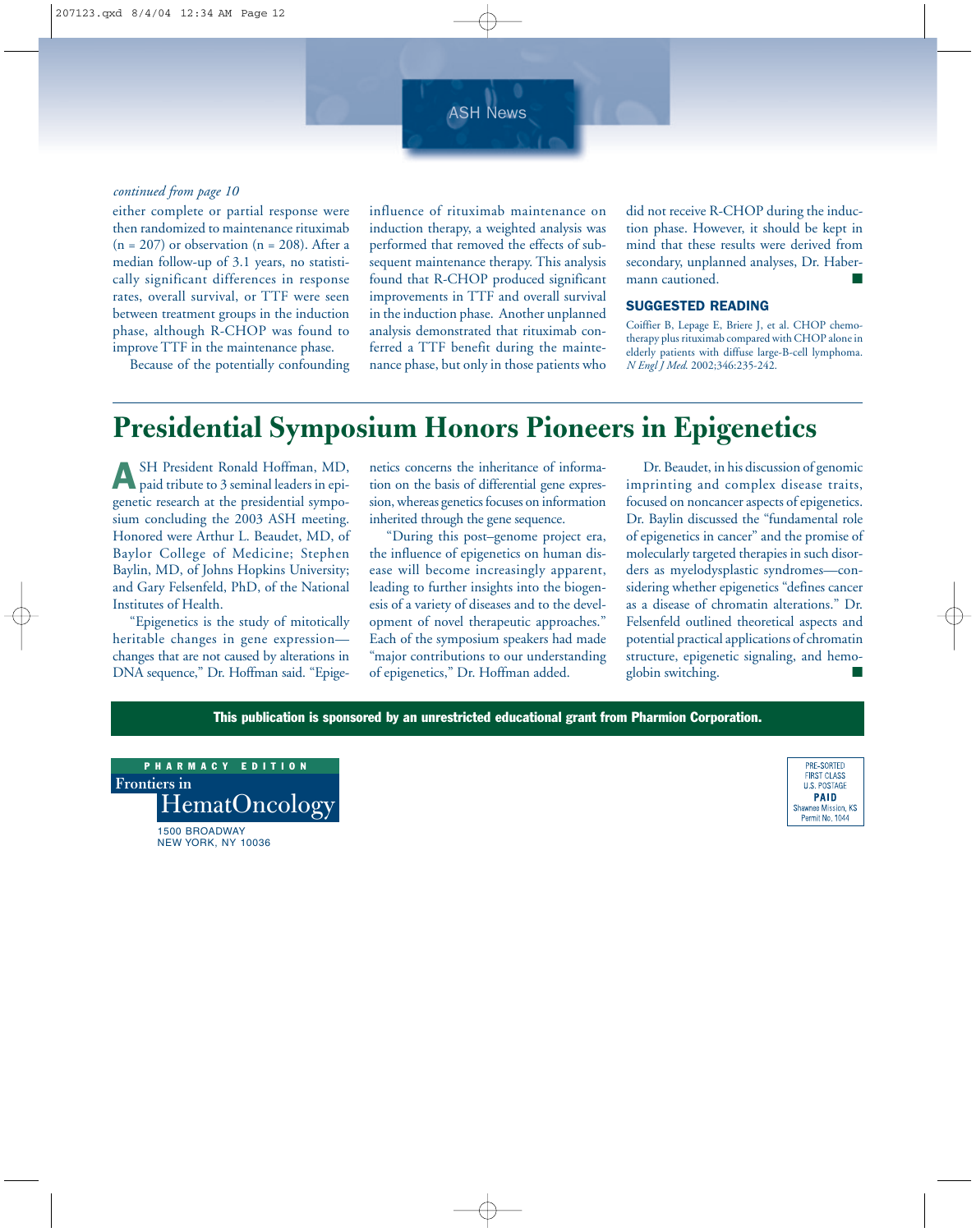*continued from page 10*

either complete or partial response were then randomized to maintenance rituximab (n = 207) or observation (n = 208). After a median follow-up of 3.1 years, no statistically significant differences in response rates, overall survival, or TTF were seen between treatment groups in the induction phase, although R-CHOP was found to improve TTF in the maintenance phase.

Because of the potentially confounding influence of rituximab maintenance on induction therapy, a weighted analysis was performed that removed the effects of subsequent maintenance therapy. This analysis found that R-CHOP produced significant improvements in TTF and overall survival in the induction phase. Another unplanned analysis demonstrated that rituximab conferred a TTF benefit during the maintenance phase, but only in those patients who did not receive R-CHOP during the induction phase. However, it should be kept in mind that these results were derived from secondary, unplanned analyses, Dr. Habermann cautioned. ■

### SUGGESTED READING

Coiffier B, Lepage E, Briere J, et al. CHOP chemotherapy plus rituximab compared with CHOP alone in elderly patients with diffuse large-B-cell lymphoma. *N Engl J Med*. 2002;346:235-242.

# Presidential Symposium Honors Pioneers in Epigenetics

ASH President Ronald Hoffman, MD, paid tribute to 3 seminal leaders in epigenetic research at the presidential symposium concluding the 2003 ASH meeting. Honored were Arthur L. Beaudet, MD, of Baylor College of Medicine; Stephen Baylin, MD, of Johns Hopkins University; and Gary Felsenfeld, PhD, of the National Institutes of Health.

"Epigenetics is the study of mitotically heritable changes in gene expression—changes that are not caused by alterations in DNA sequence," Dr. Hoffman said. "Epigenetics concerns the inheritance of information on the basis of differential gene expression, whereas genetics focuses on information inherited through the gene sequence.

"During this post–genome project era, the influence of epigenetics on human disease will become increasingly apparent, leading to further insights into the biogenesis of a variety of diseases and to the development of novel therapeutic approaches." Each of the symposium speakers had made "major contributions to our understanding of epigenetics," Dr. Hoffman added.

Dr. Beaudet, in his discussion of genomic imprinting and complex disease traits, focused on noncancer aspects of epigenetics. Dr. Baylin discussed the "fundamental role of epigenetics in cancer" and the promise of molecularly targeted therapies in such disorders as myelodysplastic syndromes—considering whether epigenetics "defines cancer as a disease of chromatin alterations." Dr. Felsenfeld outlined theoretical aspects and potential practical applications of chromatin structure, epigenetic signaling, and hemoglobin switching. ■

**This publication is sponsored by an unrestricted educational grant from Pharmion Corporation.**

PHARMACY EDITION
Frontiers in
HematOncology
1500 BROADWAY
NEW YORK, NY 10036

PRE-SORTED
FIRST CLASS
U.S. POSTAGE
**PAID**
Shawnee Mission, KS
Permit No. 1044